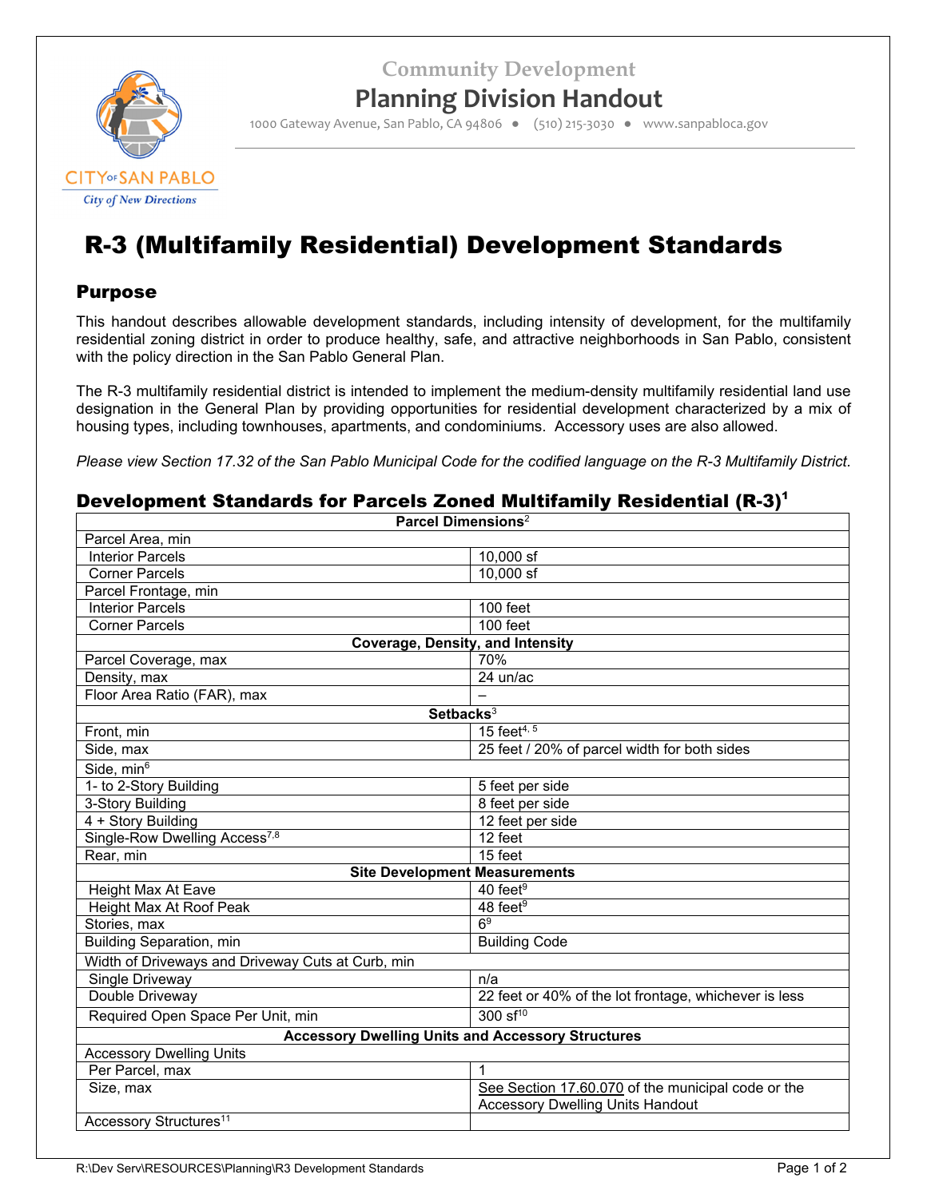Community Development

# Planning Division Handout

1000 Gateway Avenue, San Pablo, CA 94806 ● (510) 215-3030 ● www.sanpabloca.gov

CITY OF SAN PABLO
City of New Directions

# R-3 (Multifamily Residential) Development Standards

## Purpose

This handout describes allowable development standards, including intensity of development, for the multifamily residential zoning district in order to produce healthy, safe, and attractive neighborhoods in San Pablo, consistent with the policy direction in the San Pablo General Plan.

The R-3 multifamily residential district is intended to implement the medium-density multifamily residential land use designation in the General Plan by providing opportunities for residential development characterized by a mix of housing types, including townhouses, apartments, and condominiums. Accessory uses are also allowed.

*Please view Section 17.32 of the San Pablo Municipal Code for the codified language on the R-3 Multifamily District.*

## Development Standards for Parcels Zoned Multifamily Residential (R-3)[1]

| **Parcel Dimensions**[2] | |
|---|---|
| Parcel Area, min | |
| Interior Parcels | 10,000 sf |
| Corner Parcels | 10,000 sf |
| Parcel Frontage, min | |
| Interior Parcels | 100 feet |
| Corner Parcels | 100 feet |
| **Coverage, Density, and Intensity** | |
| Parcel Coverage, max | 70% |
| Density, max | 24 un/ac |
| Floor Area Ratio (FAR), max | – |
| **Setbacks**[3] | |
| Front, min | 15 feet[4, 5] |
| Side, max | 25 feet / 20% of parcel width for both sides |
| Side, min[6] | |
| 1- to 2-Story Building | 5 feet per side |
| 3-Story Building | 8 feet per side |
| 4 + Story Building | 12 feet per side |
| Single-Row Dwelling Access[7,8] | 12 feet |
| Rear, min | 15 feet |
| **Site Development Measurements** | |
| Height Max At Eave | 40 feet[9] |
| Height Max At Roof Peak | 48 feet[9] |
| Stories, max | 6[9] |
| Building Separation, min | Building Code |
| Width of Driveways and Driveway Cuts at Curb, min | |
| Single Driveway | n/a |
| Double Driveway | 22 feet or 40% of the lot frontage, whichever is less |
| Required Open Space Per Unit, min | 300 sf[10] |
| **Accessory Dwelling Units and Accessory Structures** | |
| Accessory Dwelling Units | |
| Per Parcel, max | 1 |
| Size, max | See Section 17.60.070 of the municipal code or the Accessory Dwelling Units Handout |
| Accessory Structures[11] | |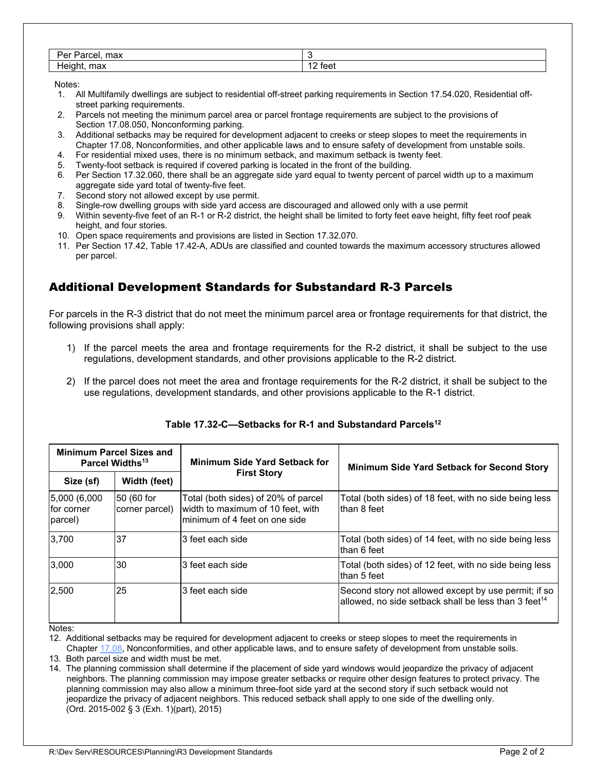| | |
|---|---|
| Per Parcel, max | 3 |
| Height, max | 12 feet |

Notes:

1. All Multifamily dwellings are subject to residential off-street parking requirements in Section 17.54.020, Residential off-street parking requirements.
2. Parcels not meeting the minimum parcel area or parcel frontage requirements are subject to the provisions of Section 17.08.050, Nonconforming parking.
3. Additional setbacks may be required for development adjacent to creeks or steep slopes to meet the requirements in Chapter 17.08, Nonconformities, and other applicable laws and to ensure safety of development from unstable soils.
4. For residential mixed uses, there is no minimum setback, and maximum setback is twenty feet.
5. Twenty-foot setback is required if covered parking is located in the front of the building.
6. Per Section 17.32.060, there shall be an aggregate side yard equal to twenty percent of parcel width up to a maximum aggregate side yard total of twenty-five feet.
7. Second story not allowed except by use permit.
8. Single-row dwelling groups with side yard access are discouraged and allowed only with a use permit
9. Within seventy-five feet of an R-1 or R-2 district, the height shall be limited to forty feet eave height, fifty feet roof peak height, and four stories.
10. Open space requirements and provisions are listed in Section 17.32.070.
11. Per Section 17.42, Table 17.42-A, ADUs are classified and counted towards the maximum accessory structures allowed per parcel.

## Additional Development Standards for Substandard R-3 Parcels

For parcels in the R-3 district that do not meet the minimum parcel area or frontage requirements for that district, the following provisions shall apply:

1) If the parcel meets the area and frontage requirements for the R-2 district, it shall be subject to the use regulations, development standards, and other provisions applicable to the R-2 district.

2) If the parcel does not meet the area and frontage requirements for the R-2 district, it shall be subject to the use regulations, development standards, and other provisions applicable to the R-1 district.

**Table 17.32-C—Setbacks for R-1 and Substandard Parcels[12]**

| Minimum Parcel Sizes and Parcel Widths[13] | | Minimum Side Yard Setback for First Story | Minimum Side Yard Setback for Second Story |
|---|---|---|---|
| Size (sf) | Width (feet) | | |
| 5,000 (6,000 for corner parcel) | 50 (60 for corner parcel) | Total (both sides) of 20% of parcel width to maximum of 10 feet, with minimum of 4 feet on one side | Total (both sides) of 18 feet, with no side being less than 8 feet |
| 3,700 | 37 | 3 feet each side | Total (both sides) of 14 feet, with no side being less than 6 feet |
| 3,000 | 30 | 3 feet each side | Total (both sides) of 12 feet, with no side being less than 5 feet |
| 2,500 | 25 | 3 feet each side | Second story not allowed except by use permit; if so allowed, no side setback shall be less than 3 feet[14] |

Notes:

12. Additional setbacks may be required for development adjacent to creeks or steep slopes to meet the requirements in Chapter 17.08, Nonconformities, and other applicable laws, and to ensure safety of development from unstable soils.
13. Both parcel size and width must be met.
14. The planning commission shall determine if the placement of side yard windows would jeopardize the privacy of adjacent neighbors. The planning commission may impose greater setbacks or require other design features to protect privacy. The planning commission may also allow a minimum three-foot side yard at the second story if such setback would not jeopardize the privacy of adjacent neighbors. This reduced setback shall apply to one side of the dwelling only.
(Ord. 2015-002 § 3 (Exh. 1)(part), 2015)